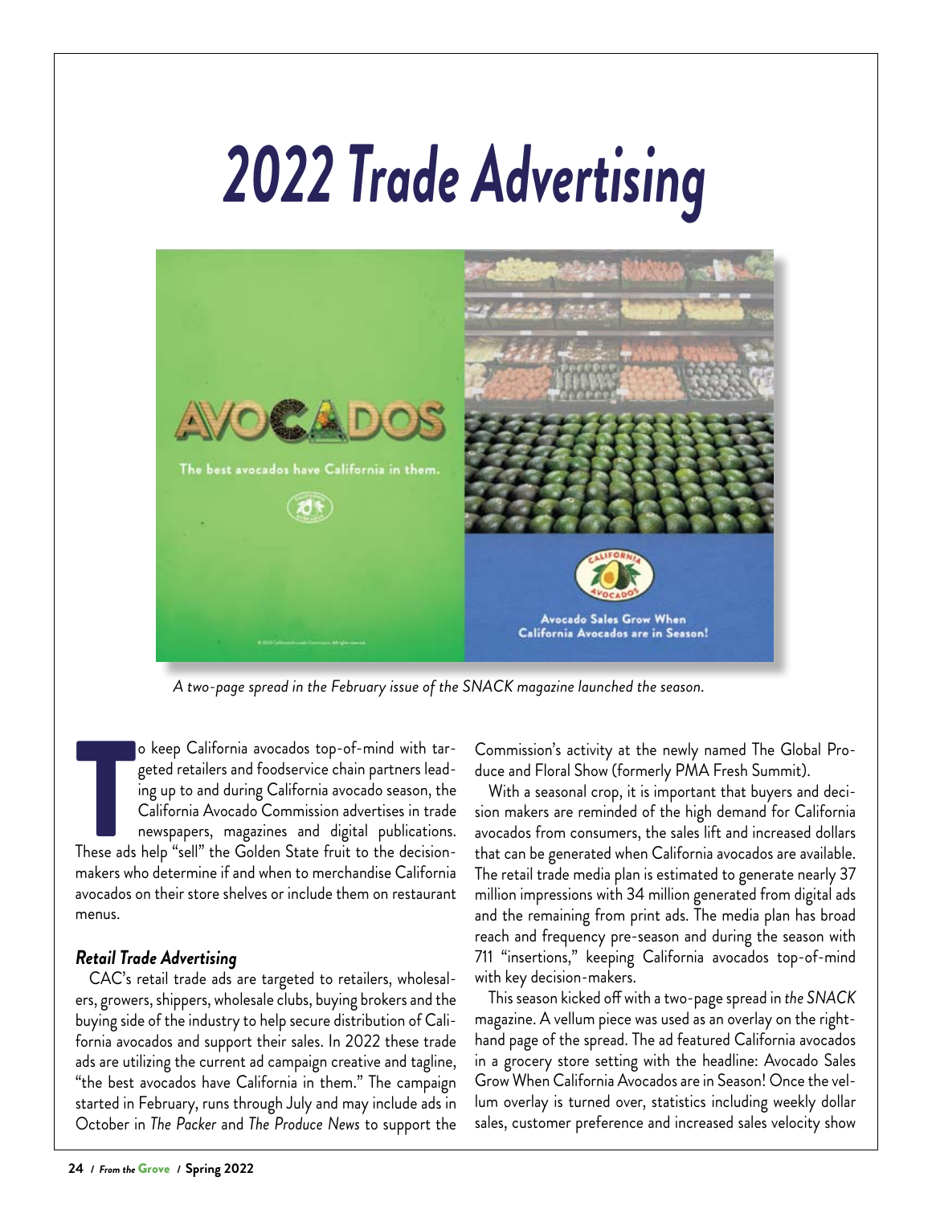# 2022 Trade Advertising

*A two-page spread in the February issue of the SNACK magazine launched the season.*

To keep California avocados top-of-mind with targeted retailers and foodservice chain partners leading up to and during California avocado season, the California Avocado Commission advertises in trade newspapers, magazines and digital publications. These ads help "sell" the Golden State fruit to the decision-makers who determine if and when to merchandise California avocados on their store shelves or include them on restaurant menus.

### *Retail Trade Advertising*

CAC's retail trade ads are targeted to retailers, wholesalers, growers, shippers, wholesale clubs, buying brokers and the buying side of the industry to help secure distribution of California avocados and support their sales. In 2022 these trade ads are utilizing the current ad campaign creative and tagline, "the best avocados have California in them." The campaign started in February, runs through July and may include ads in October in *The Packer* and *The Produce News* to support the Commission's activity at the newly named The Global Produce and Floral Show (formerly PMA Fresh Summit).

With a seasonal crop, it is important that buyers and decision makers are reminded of the high demand for California avocados from consumers, the sales lift and increased dollars that can be generated when California avocados are available. The retail trade media plan is estimated to generate nearly 37 million impressions with 34 million generated from digital ads and the remaining from print ads. The media plan has broad reach and frequency pre-season and during the season with 711 "insertions," keeping California avocados top-of-mind with key decision-makers.

This season kicked off with a two-page spread in *the SNACK* magazine. A vellum piece was used as an overlay on the right-hand page of the spread. The ad featured California avocados in a grocery store setting with the headline: Avocado Sales Grow When California Avocados are in Season! Once the vellum overlay is turned over, statistics including weekly dollar sales, customer preference and increased sales velocity show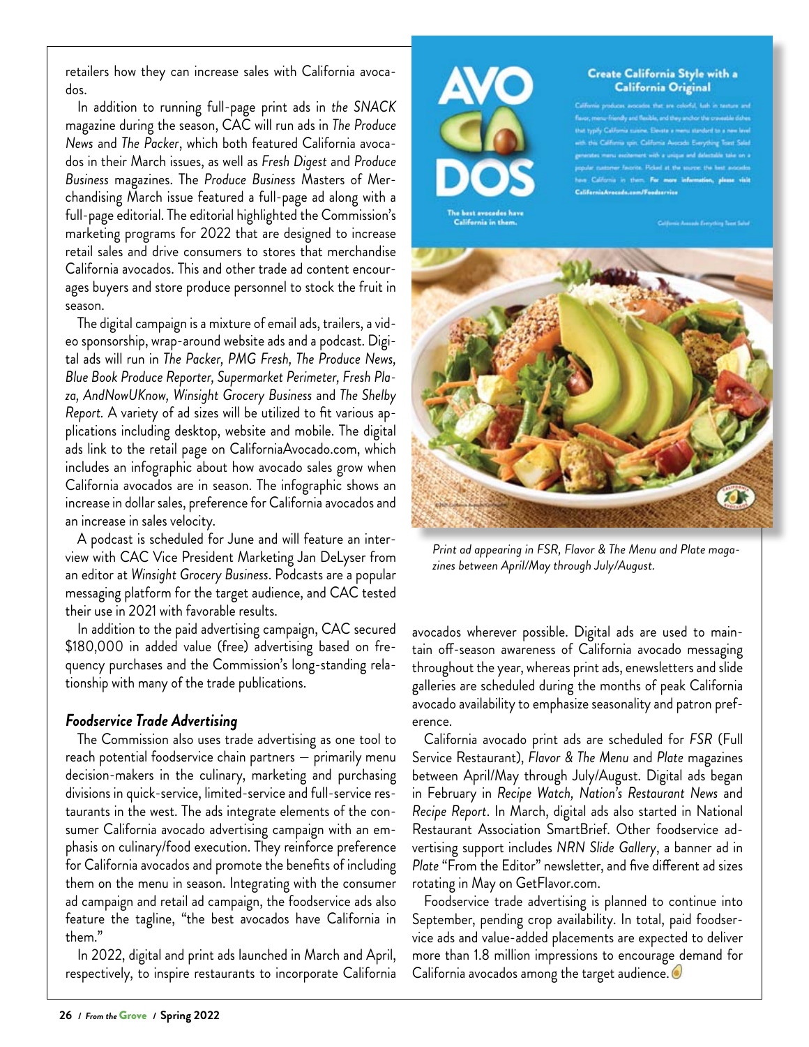retailers how they can increase sales with California avocados.

In addition to running full-page print ads in *the SNACK* magazine during the season, CAC will run ads in *The Produce News* and *The Packer*, which both featured California avocados in their March issues, as well as *Fresh Digest* and *Produce Business* magazines. The *Produce Business* Masters of Merchandising March issue featured a full-page ad along with a full-page editorial. The editorial highlighted the Commission's marketing programs for 2022 that are designed to increase retail sales and drive consumers to stores that merchandise California avocados. This and other trade ad content encourages buyers and store produce personnel to stock the fruit in season.

The digital campaign is a mixture of email ads, trailers, a video sponsorship, wrap-around website ads and a podcast. Digital ads will run in *The Packer, PMG Fresh, The Produce News, Blue Book Produce Reporter, Supermarket Perimeter, Fresh Plaza, AndNowUKnow, Winsight Grocery Business* and *The Shelby Report.* A variety of ad sizes will be utilized to fit various applications including desktop, website and mobile. The digital ads link to the retail page on CaliforniaAvocado.com, which includes an infographic about how avocado sales grow when California avocados are in season. The infographic shows an increase in dollar sales, preference for California avocados and an increase in sales velocity.

A podcast is scheduled for June and will feature an interview with CAC Vice President Marketing Jan DeLyser from an editor at *Winsight Grocery Business*. Podcasts are a popular messaging platform for the target audience, and CAC tested their use in 2021 with favorable results.

In addition to the paid advertising campaign, CAC secured $180,000 in added value (free) advertising based on frequency purchases and the Commission's long-standing relationship with many of the trade publications.

### *Foodservice Trade Advertising*

The Commission also uses trade advertising as one tool to reach potential foodservice chain partners – primarily menu decision-makers in the culinary, marketing and purchasing divisions in quick-service, limited-service and full-service restaurants in the west. The ads integrate elements of the consumer California avocado advertising campaign with an emphasis on culinary/food execution. They reinforce preference for California avocados and promote the benefits of including them on the menu in season. Integrating with the consumer ad campaign and retail ad campaign, the foodservice ads also feature the tagline, "the best avocados have California in them."

In 2022, digital and print ads launched in March and April, respectively, to inspire restaurants to incorporate California avocados wherever possible. Digital ads are used to maintain off-season awareness of California avocado messaging throughout the year, whereas print ads, enewsletters and slide galleries are scheduled during the months of peak California avocado availability to emphasize seasonality and patron preference.

*Print ad appearing in FSR, Flavor & The Menu and Plate magazines between April/May through July/August.*

California avocado print ads are scheduled for *FSR* (Full Service Restaurant), *Flavor & The Menu* and *Plate* magazines between April/May through July/August. Digital ads began in February in *Recipe Watch, Nation's Restaurant News* and *Recipe Report*. In March, digital ads also started in National Restaurant Association SmartBrief. Other foodservice advertising support includes *NRN Slide Gallery*, a banner ad in *Plate* "From the Editor" newsletter, and five different ad sizes rotating in May on GetFlavor.com.

Foodservice trade advertising is planned to continue into September, pending crop availability. In total, paid foodservice ads and value-added placements are expected to deliver more than 1.8 million impressions to encourage demand for California avocados among the target audience.